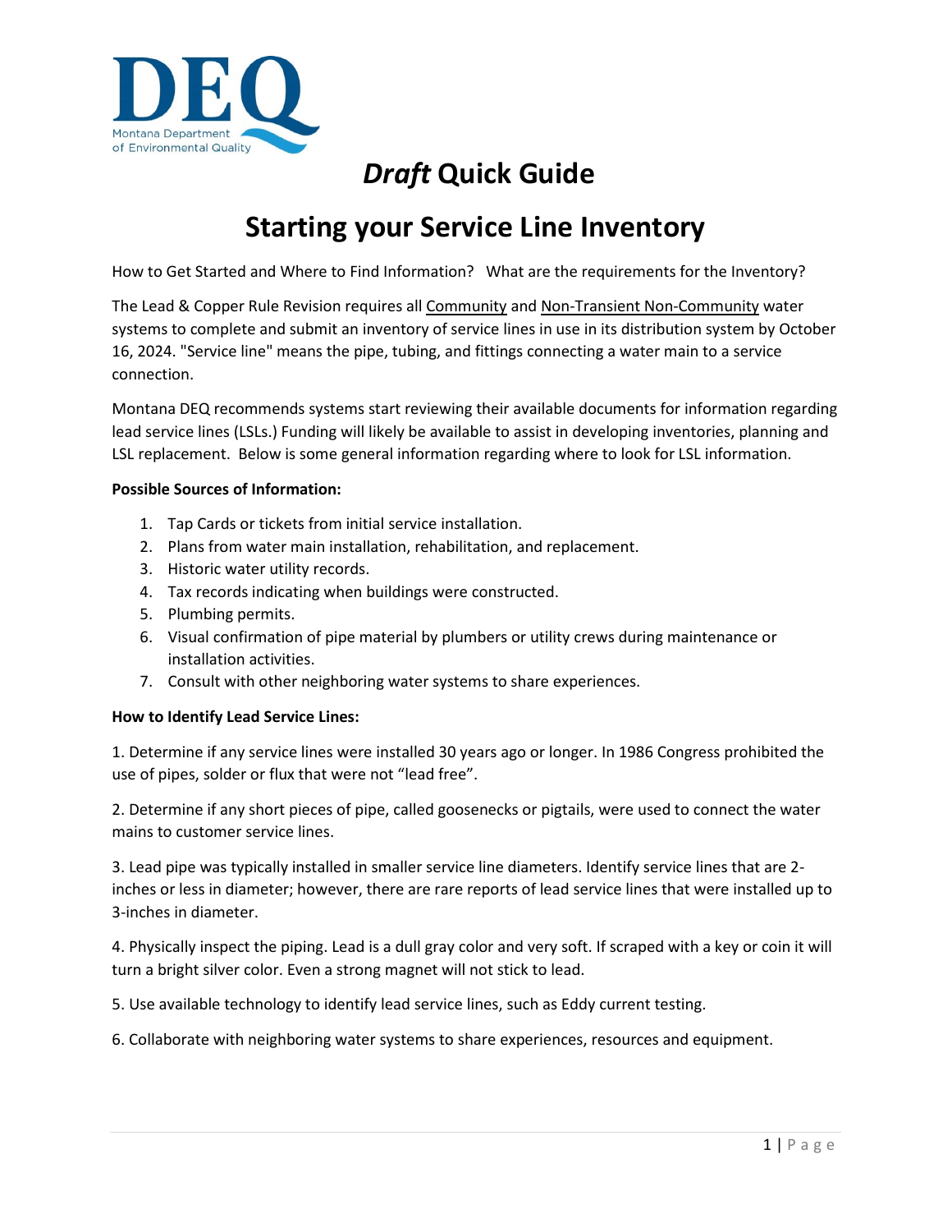Montana Department of Environmental Quality

# *Draft* Quick Guide

## Starting your Service Line Inventory

How to Get Started and Where to Find Information? What are the requirements for the Inventory?

The Lead & Copper Rule Revision requires all Community and Non-Transient Non-Community water systems to complete and submit an inventory of service lines in use in its distribution system by October 16, 2024. "Service line" means the pipe, tubing, and fittings connecting a water main to a service connection.

Montana DEQ recommends systems start reviewing their available documents for information regarding lead service lines (LSLs.) Funding will likely be available to assist in developing inventories, planning and LSL replacement. Below is some general information regarding where to look for LSL information.

**Possible Sources of Information:**

1. Tap Cards or tickets from initial service installation.
2. Plans from water main installation, rehabilitation, and replacement.
3. Historic water utility records.
4. Tax records indicating when buildings were constructed.
5. Plumbing permits.
6. Visual confirmation of pipe material by plumbers or utility crews during maintenance or installation activities.
7. Consult with other neighboring water systems to share experiences.

**How to Identify Lead Service Lines:**

1. Determine if any service lines were installed 30 years ago or longer. In 1986 Congress prohibited the use of pipes, solder or flux that were not "lead free".

2. Determine if any short pieces of pipe, called goosenecks or pigtails, were used to connect the water mains to customer service lines.

3. Lead pipe was typically installed in smaller service line diameters. Identify service lines that are 2-inches or less in diameter; however, there are rare reports of lead service lines that were installed up to 3-inches in diameter.

4. Physically inspect the piping. Lead is a dull gray color and very soft. If scraped with a key or coin it will turn a bright silver color. Even a strong magnet will not stick to lead.

5. Use available technology to identify lead service lines, such as Eddy current testing.

6. Collaborate with neighboring water systems to share experiences, resources and equipment.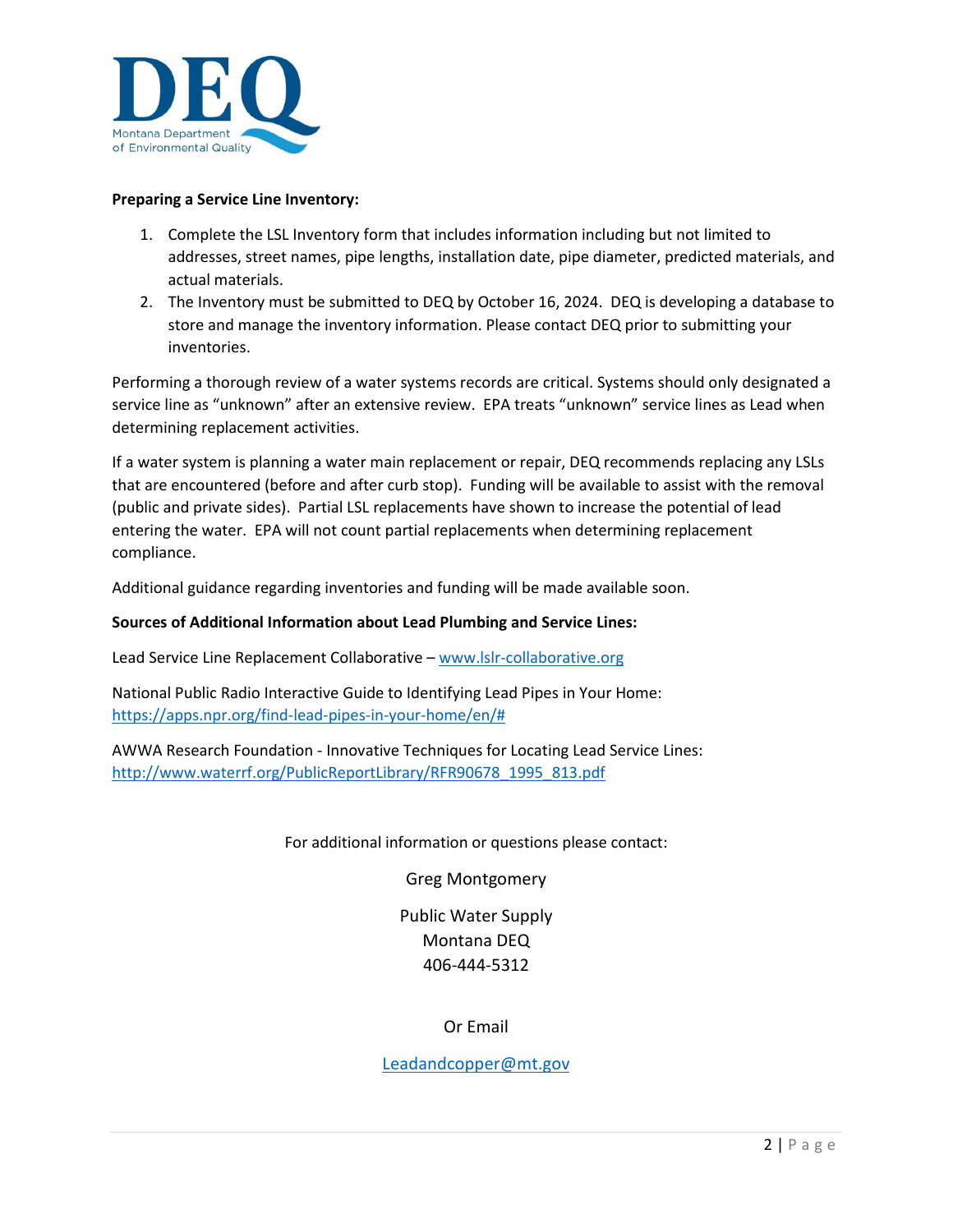**Preparing a Service Line Inventory:**

1. Complete the LSL Inventory form that includes information including but not limited to addresses, street names, pipe lengths, installation date, pipe diameter, predicted materials, and actual materials.
2. The Inventory must be submitted to DEQ by October 16, 2024. DEQ is developing a database to store and manage the inventory information. Please contact DEQ prior to submitting your inventories.

Performing a thorough review of a water systems records are critical. Systems should only designated a service line as "unknown" after an extensive review. EPA treats "unknown" service lines as Lead when determining replacement activities.

If a water system is planning a water main replacement or repair, DEQ recommends replacing any LSLs that are encountered (before and after curb stop). Funding will be available to assist with the removal (public and private sides). Partial LSL replacements have shown to increase the potential of lead entering the water. EPA will not count partial replacements when determining replacement compliance.

Additional guidance regarding inventories and funding will be made available soon.

**Sources of Additional Information about Lead Plumbing and Service Lines:**

Lead Service Line Replacement Collaborative – [www.lslr-collaborative.org](http://www.lslr-collaborative.org)

National Public Radio Interactive Guide to Identifying Lead Pipes in Your Home:
[https://apps.npr.org/find-lead-pipes-in-your-home/en/#](https://apps.npr.org/find-lead-pipes-in-your-home/en/#)

AWWA Research Foundation - Innovative Techniques for Locating Lead Service Lines:
[http://www.waterrf.org/PublicReportLibrary/RFR90678_1995_813.pdf](http://www.waterrf.org/PublicReportLibrary/RFR90678_1995_813.pdf)

For additional information or questions please contact:

Greg Montgomery

Public Water Supply
Montana DEQ
406-444-5312

Or Email

[Leadandcopper@mt.gov](mailto:Leadandcopper@mt.gov)